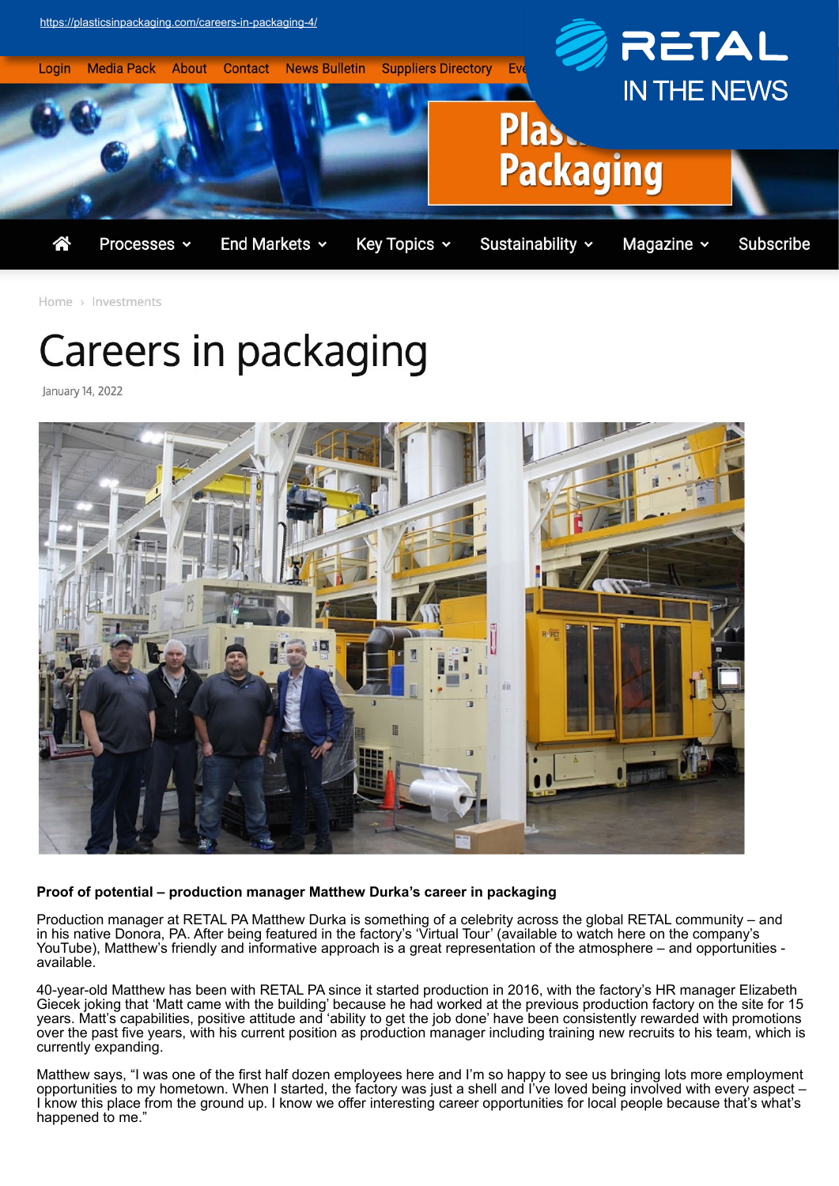https://plasticsinpackaging.com/careers-in-packaging-4/

Login Media Pack About Contact News Bulletin Suppliers Directory Eve

RETAL IN THE NEWS

Processes End Markets Key Topics Sustainability Magazine Subscribe

Home › Investments

# Careers in packaging

January 14, 2022

**Proof of potential – production manager Matthew Durka's career in packaging**

Production manager at RETAL PA Matthew Durka is something of a celebrity across the global RETAL community – and in his native Donora, PA. After being featured in the factory's 'Virtual Tour' (available to watch here on the company's YouTube), Matthew's friendly and informative approach is a great representation of the atmosphere – and opportunities - available.

40-year-old Matthew has been with RETAL PA since it started production in 2016, with the factory's HR manager Elizabeth Giecek joking that 'Matt came with the building' because he had worked at the previous production factory on the site for 15 years. Matt's capabilities, positive attitude and 'ability to get the job done' have been consistently rewarded with promotions over the past five years, with his current position as production manager including training new recruits to his team, which is currently expanding.

Matthew says, "I was one of the first half dozen employees here and I'm so happy to see us bringing lots more employment opportunities to my hometown. When I started, the factory was just a shell and I've loved being involved with every aspect – I know this place from the ground up. I know we offer interesting career opportunities for local people because that's what's happened to me."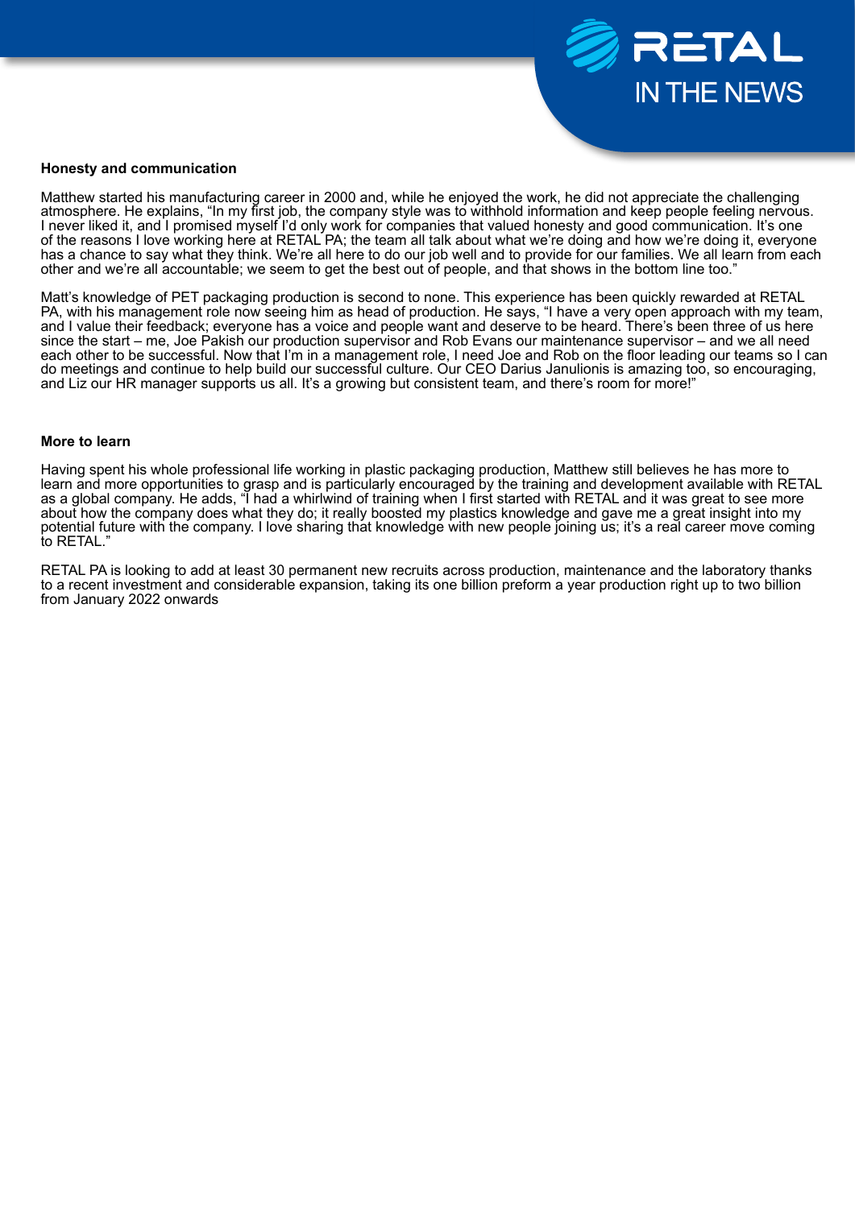## Honesty and communication

Matthew started his manufacturing career in 2000 and, while he enjoyed the work, he did not appreciate the challenging atmosphere. He explains, "In my first job, the company style was to withhold information and keep people feeling nervous. I never liked it, and I promised myself I'd only work for companies that valued honesty and good communication. It's one of the reasons I love working here at RETAL PA; the team all talk about what we're doing and how we're doing it, everyone has a chance to say what they think. We're all here to do our job well and to provide for our families. We all learn from each other and we're all accountable; we seem to get the best out of people, and that shows in the bottom line too."

Matt's knowledge of PET packaging production is second to none. This experience has been quickly rewarded at RETAL PA, with his management role now seeing him as head of production. He says, "I have a very open approach with my team, and I value their feedback; everyone has a voice and people want and deserve to be heard. There's been three of us here since the start – me, Joe Pakish our production supervisor and Rob Evans our maintenance supervisor – and we all need each other to be successful. Now that I'm in a management role, I need Joe and Rob on the floor leading our teams so I can do meetings and continue to help build our successful culture. Our CEO Darius Janulionis is amazing too, so encouraging, and Liz our HR manager supports us all. It's a growing but consistent team, and there's room for more!"

## More to learn

Having spent his whole professional life working in plastic packaging production, Matthew still believes he has more to learn and more opportunities to grasp and is particularly encouraged by the training and development available with RETAL as a global company. He adds, "I had a whirlwind of training when I first started with RETAL and it was great to see more about how the company does what they do; it really boosted my plastics knowledge and gave me a great insight into my potential future with the company. I love sharing that knowledge with new people joining us; it's a real career move coming to RETAL."

RETAL PA is looking to add at least 30 permanent new recruits across production, maintenance and the laboratory thanks to a recent investment and considerable expansion, taking its one billion preform a year production right up to two billion from January 2022 onwards